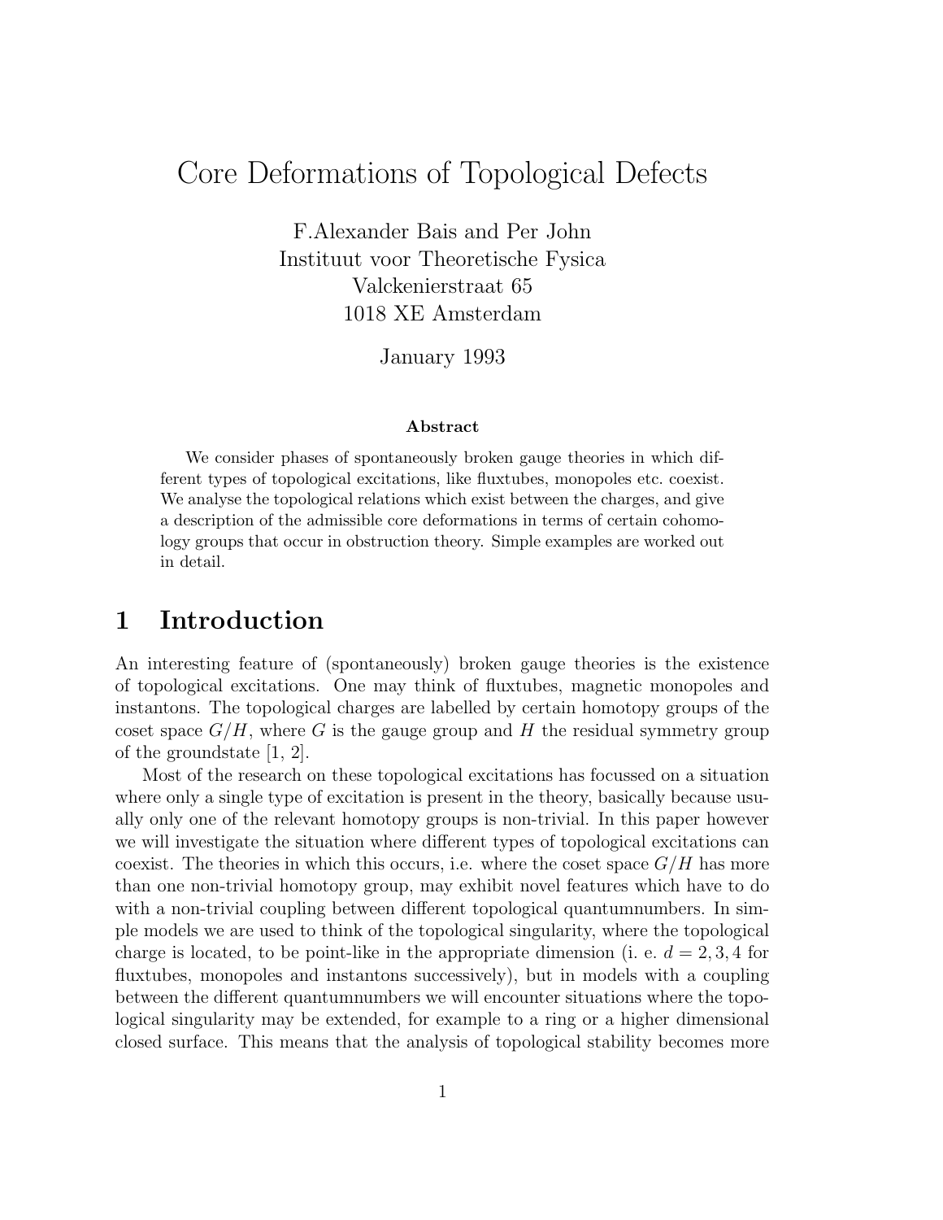# Core Deformations of Topological Defects

F.Alexander Bais and Per John
Instituut voor Theoretische Fysica
Valckenierstraat 65
1018 XE Amsterdam

January 1993

**Abstract**

We consider phases of spontaneously broken gauge theories in which different types of topological excitations, like fluxtubes, monopoles etc. coexist. We analyse the topological relations which exist between the charges, and give a description of the admissible core deformations in terms of certain cohomology groups that occur in obstruction theory. Simple examples are worked out in detail.

## 1 Introduction

An interesting feature of (spontaneously) broken gauge theories is the existence of topological excitations. One may think of fluxtubes, magnetic monopoles and instantons. The topological charges are labelled by certain homotopy groups of the coset space $G/H$, where $G$ is the gauge group and $H$ the residual symmetry group of the groundstate [1, 2].

Most of the research on these topological excitations has focussed on a situation where only a single type of excitation is present in the theory, basically because usually only one of the relevant homotopy groups is non-trivial. In this paper however we will investigate the situation where different types of topological excitations can coexist. The theories in which this occurs, i.e. where the coset space $G/H$ has more than one non-trivial homotopy group, may exhibit novel features which have to do with a non-trivial coupling between different topological quantumnumbers. In simple models we are used to think of the topological singularity, where the topological charge is located, to be point-like in the appropriate dimension (i. e. $d = 2, 3, 4$ for fluxtubes, monopoles and instantons successively), but in models with a coupling between the different quantumnumbers we will encounter situations where the topological singularity may be extended, for example to a ring or a higher dimensional closed surface. This means that the analysis of topological stability becomes more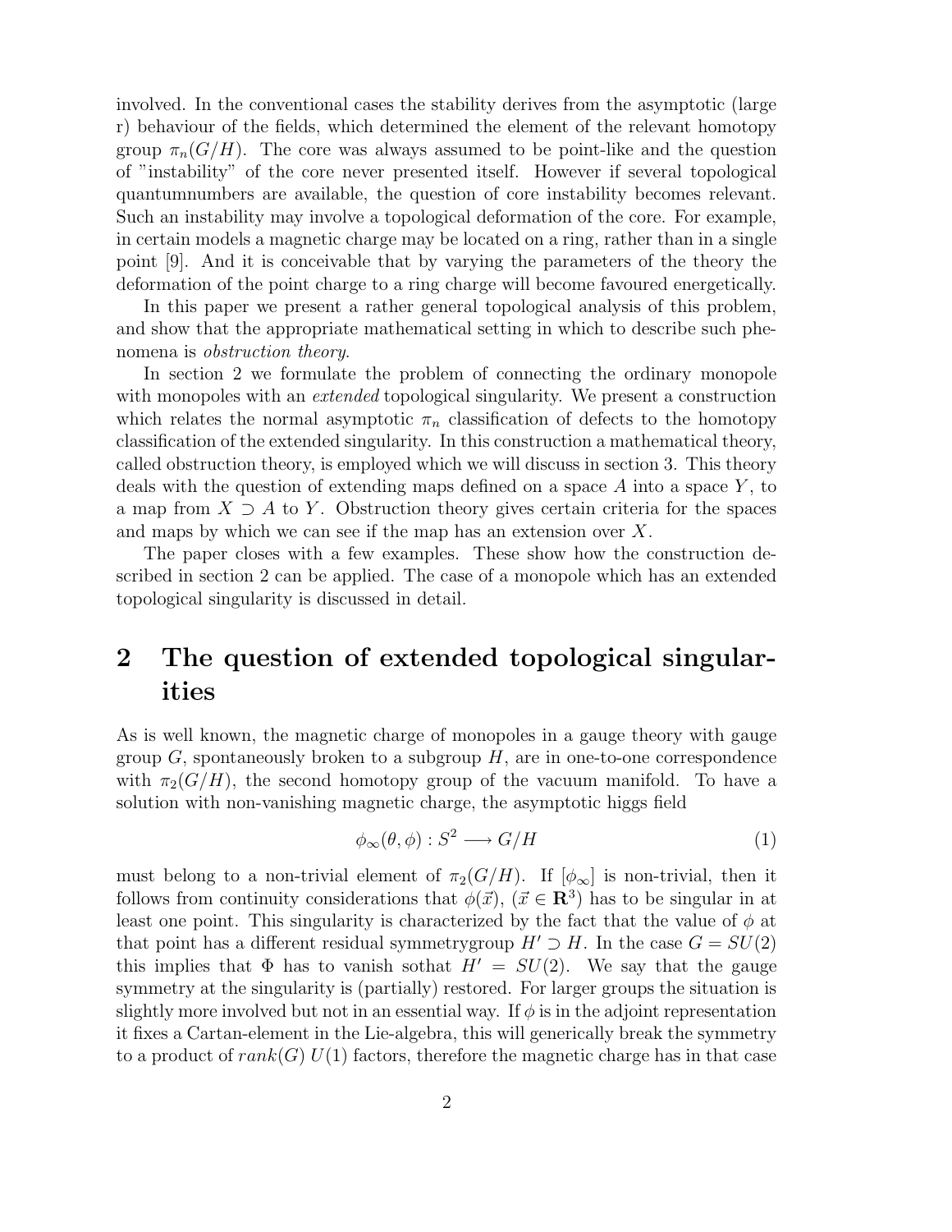involved. In the conventional cases the stability derives from the asymptotic (large r) behaviour of the fields, which determined the element of the relevant homotopy group $\pi_n(G/H)$. The core was always assumed to be point-like and the question of "instability" of the core never presented itself. However if several topological quantumnumbers are available, the question of core instability becomes relevant. Such an instability may involve a topological deformation of the core. For example, in certain models a magnetic charge may be located on a ring, rather than in a single point [9]. And it is conceivable that by varying the parameters of the theory the deformation of the point charge to a ring charge will become favoured energetically.

In this paper we present a rather general topological analysis of this problem, and show that the appropriate mathematical setting in which to describe such phenomena is *obstruction theory*.

In section 2 we formulate the problem of connecting the ordinary monopole with monopoles with an *extended* topological singularity. We present a construction which relates the normal asymptotic $\pi_n$ classification of defects to the homotopy classification of the extended singularity. In this construction a mathematical theory, called obstruction theory, is employed which we will discuss in section 3. This theory deals with the question of extending maps defined on a space $A$ into a space $Y$, to a map from $X \supset A$ to $Y$. Obstruction theory gives certain criteria for the spaces and maps by which we can see if the map has an extension over $X$.

The paper closes with a few examples. These show how the construction described in section 2 can be applied. The case of a monopole which has an extended topological singularity is discussed in detail.

## 2 The question of extended topological singularities

As is well known, the magnetic charge of monopoles in a gauge theory with gauge group $G$, spontaneously broken to a subgroup $H$, are in one-to-one correspondence with $\pi_2(G/H)$, the second homotopy group of the vacuum manifold. To have a solution with non-vanishing magnetic charge, the asymptotic higgs field

$$\phi_\infty(\theta, \phi) : S^2 \longrightarrow G/H \tag{1}$$

must belong to a non-trivial element of $\pi_2(G/H)$. If $[\phi_\infty]$ is non-trivial, then it follows from continuity considerations that $\phi(\vec{x})$, ($\vec{x} \in \mathbf{R}^3$) has to be singular in at least one point. This singularity is characterized by the fact that the value of $\phi$ at that point has a different residual symmetrygroup $H' \supset H$. In the case $G = SU(2)$ this implies that $\Phi$ has to vanish sothat $H' = SU(2)$. We say that the gauge symmetry at the singularity is (partially) restored. For larger groups the situation is slightly more involved but not in an essential way. If $\phi$ is in the adjoint representation it fixes a Cartan-element in the Lie-algebra, this will generically break the symmetry to a product of $rank(G)$ $U(1)$ factors, therefore the magnetic charge has in that case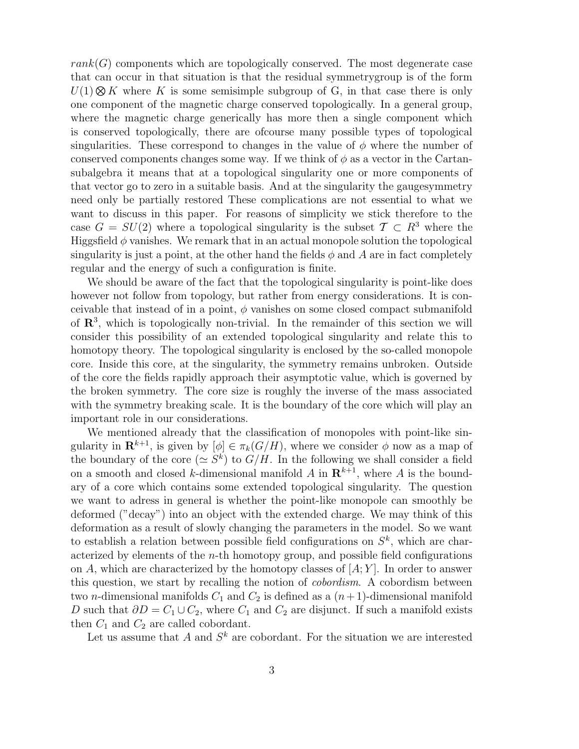$rank(G)$ components which are topologically conserved. The most degenerate case that can occur in that situation is that the residual symmetrygroup is of the form $U(1) \bigotimes K$ where $K$ is some semisimple subgroup of G, in that case there is only one component of the magnetic charge conserved topologically. In a general group, where the magnetic charge generically has more then a single component which is conserved topologically, there are ofcourse many possible types of topological singularities. These correspond to changes in the value of $\phi$ where the number of conserved components changes some way. If we think of $\phi$ as a vector in the Cartan-subalgebra it means that at a topological singularity one or more components of that vector go to zero in a suitable basis. And at the singularity the gaugesymmetry need only be partially restored These complications are not essential to what we want to discuss in this paper. For reasons of simplicity we stick therefore to the case $G = SU(2)$ where a topological singularity is the subset $\mathcal{T} \subset R^3$ where the Higgsfield $\phi$ vanishes. We remark that in an actual monopole solution the topological singularity is just a point, at the other hand the fields $\phi$ and $A$ are in fact completely regular and the energy of such a configuration is finite.

We should be aware of the fact that the topological singularity is point-like does however not follow from topology, but rather from energy considerations. It is conceivable that instead of in a point, $\phi$ vanishes on some closed compact submanifold of $\mathbf{R}^3$, which is topologically non-trivial. In the remainder of this section we will consider this possibility of an extended topological singularity and relate this to homotopy theory. The topological singularity is enclosed by the so-called monopole core. Inside this core, at the singularity, the symmetry remains unbroken. Outside of the core the fields rapidly approach their asymptotic value, which is governed by the broken symmetry. The core size is roughly the inverse of the mass associated with the symmetry breaking scale. It is the boundary of the core which will play an important role in our considerations.

We mentioned already that the classification of monopoles with point-like singularity in $\mathbf{R}^{k+1}$, is given by $[\phi] \in \pi_k(G/H)$, where we consider $\phi$ now as a map of the boundary of the core ($\simeq S^k$) to $G/H$. In the following we shall consider a field on a smooth and closed $k$-dimensional manifold $A$ in $\mathbf{R}^{k+1}$, where $A$ is the boundary of a core which contains some extended topological singularity. The question we want to adress in general is whether the point-like monopole can smoothly be deformed ("decay") into an object with the extended charge. We may think of this deformation as a result of slowly changing the parameters in the model. So we want to establish a relation between possible field configurations on $S^k$, which are characterized by elements of the $n$-th homotopy group, and possible field configurations on $A$, which are characterized by the homotopy classes of $[A; Y]$. In order to answer this question, we start by recalling the notion of *cobordism*. A cobordism between two $n$-dimensional manifolds $C_1$ and $C_2$ is defined as a $(n+1)$-dimensional manifold $D$ such that $\partial D = C_1 \cup C_2$, where $C_1$ and $C_2$ are disjunct. If such a manifold exists then $C_1$ and $C_2$ are called cobordant.

Let us assume that $A$ and $S^k$ are cobordant. For the situation we are interested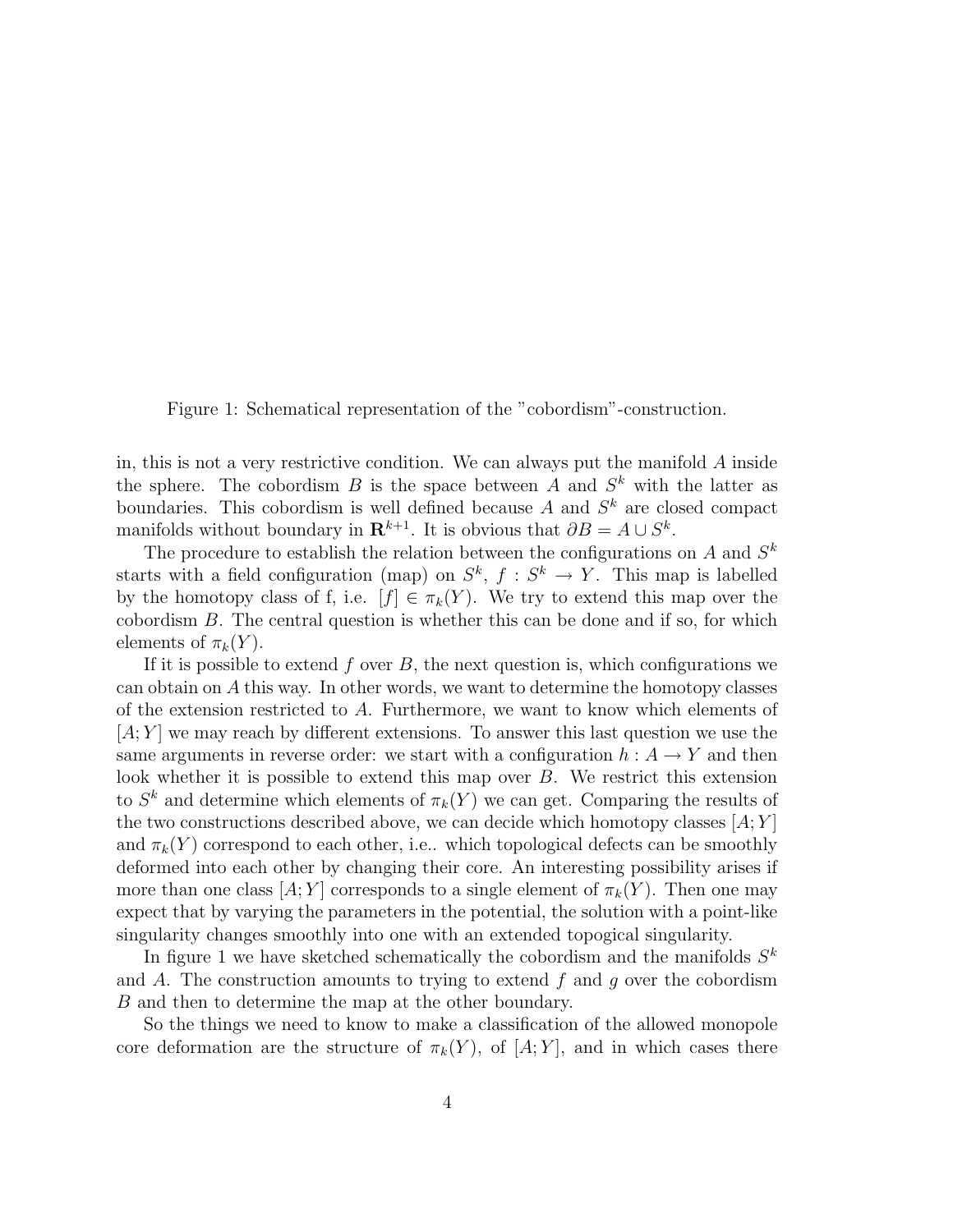Figure 1: Schematical representation of the "cobordism"-construction.

in, this is not a very restrictive condition. We can always put the manifold $A$ inside the sphere. The cobordism $B$ is the space between $A$ and $S^k$ with the latter as boundaries. This cobordism is well defined because $A$ and $S^k$ are closed compact manifolds without boundary in $\mathbf{R}^{k+1}$. It is obvious that $\partial B = A \cup S^k$.

The procedure to establish the relation between the configurations on $A$ and $S^k$ starts with a field configuration (map) on $S^k$, $f : S^k \to Y$. This map is labelled by the homotopy class of f, i.e. $[f] \in \pi_k(Y)$. We try to extend this map over the cobordism $B$. The central question is whether this can be done and if so, for which elements of $\pi_k(Y)$.

If it is possible to extend $f$ over $B$, the next question is, which configurations we can obtain on $A$ this way. In other words, we want to determine the homotopy classes of the extension restricted to $A$. Furthermore, we want to know which elements of $[A; Y]$ we may reach by different extensions. To answer this last question we use the same arguments in reverse order: we start with a configuration $h : A \to Y$ and then look whether it is possible to extend this map over $B$. We restrict this extension to $S^k$ and determine which elements of $\pi_k(Y)$ we can get. Comparing the results of the two constructions described above, we can decide which homotopy classes $[A; Y]$ and $\pi_k(Y)$ correspond to each other, i.e.. which topological defects can be smoothly deformed into each other by changing their core. An interesting possibility arises if more than one class $[A; Y]$ corresponds to a single element of $\pi_k(Y)$. Then one may expect that by varying the parameters in the potential, the solution with a point-like singularity changes smoothly into one with an extended topogical singularity.

In figure 1 we have sketched schematically the cobordism and the manifolds $S^k$ and $A$. The construction amounts to trying to extend $f$ and $g$ over the cobordism $B$ and then to determine the map at the other boundary.

So the things we need to know to make a classification of the allowed monopole core deformation are the structure of $\pi_k(Y)$, of $[A; Y]$, and in which cases there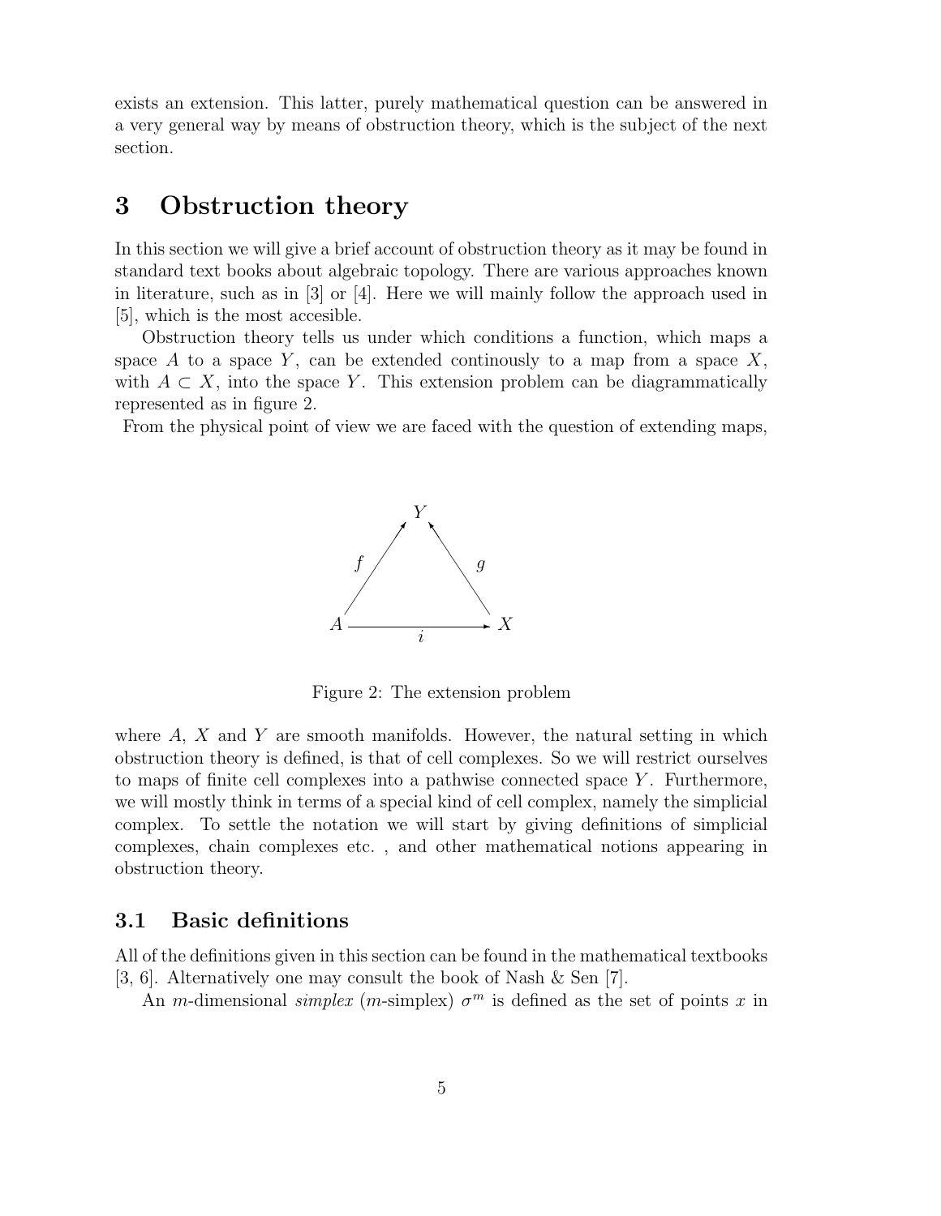exists an extension. This latter, purely mathematical question can be answered in a very general way by means of obstruction theory, which is the subject of the next section.

# 3 Obstruction theory

In this section we will give a brief account of obstruction theory as it may be found in standard text books about algebraic topology. There are various approaches known in literature, such as in [3] or [4]. Here we will mainly follow the approach used in [5], which is the most accesible.

Obstruction theory tells us under which conditions a function, which maps a space $A$ to a space $Y$, can be extended continously to a map from a space $X$, with $A \subset X$, into the space $Y$. This extension problem can be diagrammatically represented as in figure 2.

From the physical point of view we are faced with the question of extending maps,

$$
\begin{array}{ccc}
 & Y & \\
f \nearrow & & \nwarrow g \\
A & \xrightarrow{\quad i \quad} & X
\end{array}
$$

Figure 2: The extension problem

where $A$, $X$ and $Y$ are smooth manifolds. However, the natural setting in which obstruction theory is defined, is that of cell complexes. So we will restrict ourselves to maps of finite cell complexes into a pathwise connected space $Y$. Furthermore, we will mostly think in terms of a special kind of cell complex, namely the simplicial complex. To settle the notation we will start by giving definitions of simplicial complexes, chain complexes etc. , and other mathematical notions appearing in obstruction theory.

## 3.1 Basic definitions

All of the definitions given in this section can be found in the mathematical textbooks [3, 6]. Alternatively one may consult the book of Nash & Sen [7].

An $m$-dimensional *simplex* ($m$-simplex) $\sigma^m$ is defined as the set of points $x$ in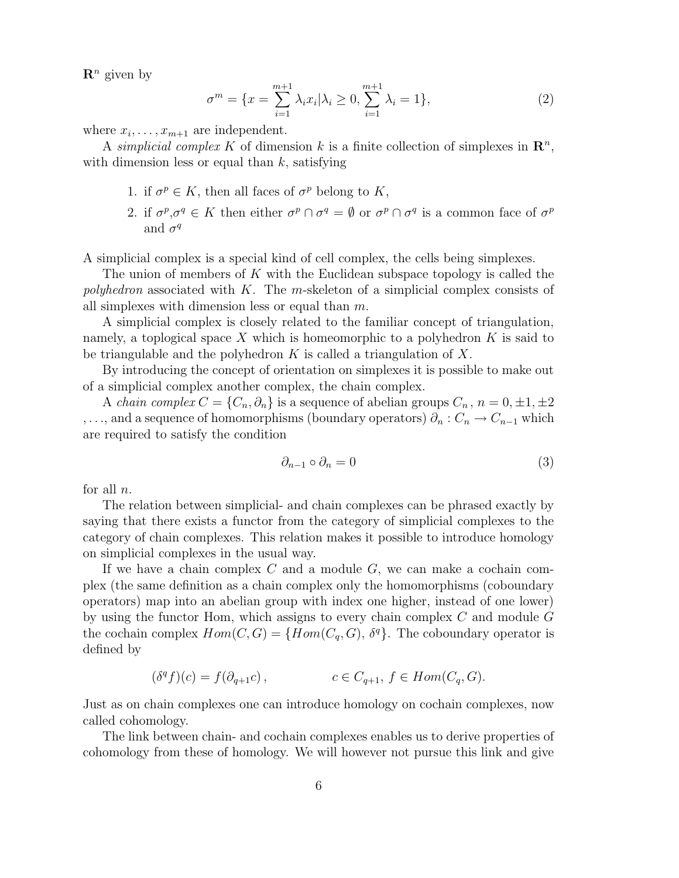$\mathbf{R}^n$ given by

$$\sigma^m = \{x = \sum_{i=1}^{m+1} \lambda_i x_i | \lambda_i \geq 0, \sum_{i=1}^{m+1} \lambda_i = 1\}, \tag{2}$$

where $x_i, \ldots, x_{m+1}$ are independent.

A *simplicial complex* $K$ of dimension $k$ is a finite collection of simplexes in $\mathbf{R}^n$, with dimension less or equal than $k$, satisfying

1. if $\sigma^p \in K$, then all faces of $\sigma^p$ belong to $K$,
2. if $\sigma^p$,$\sigma^q \in K$ then either $\sigma^p \cap \sigma^q = \emptyset$ or $\sigma^p \cap \sigma^q$ is a common face of $\sigma^p$ and $\sigma^q$

A simplicial complex is a special kind of cell complex, the cells being simplexes.

The union of members of $K$ with the Euclidean subspace topology is called the *polyhedron* associated with $K$. The $m$-skeleton of a simplicial complex consists of all simplexes with dimension less or equal than $m$.

A simplicial complex is closely related to the familiar concept of triangulation, namely, a toplogical space $X$ which is homeomorphic to a polyhedron $K$ is said to be triangulable and the polyhedron $K$ is called a triangulation of $X$.

By introducing the concept of orientation on simplexes it is possible to make out of a simplicial complex another complex, the chain complex.

A *chain complex* $C = \{C_n, \partial_n\}$ is a sequence of abelian groups $C_n$, $n = 0, \pm 1, \pm 2$, ..., and a sequence of homomorphisms (boundary operators) $\partial_n : C_n \to C_{n-1}$ which are required to satisfy the condition

$$\partial_{n-1} \circ \partial_n = 0 \tag{3}$$

for all $n$.

The relation between simplicial- and chain complexes can be phrased exactly by saying that there exists a functor from the category of simplicial complexes to the category of chain complexes. This relation makes it possible to introduce homology on simplicial complexes in the usual way.

If we have a chain complex $C$ and a module $G$, we can make a cochain complex (the same definition as a chain complex only the homomorphisms (coboundary operators) map into an abelian group with index one higher, instead of one lower) by using the functor Hom, which assigns to every chain complex $C$ and module $G$ the cochain complex $Hom(C, G) = \{Hom(C_q, G), \delta^q\}$. The coboundary operator is defined by

$$(\delta^q f)(c) = f(\partial_{q+1} c)\,, \qquad\qquad c \in C_{q+1},\ f \in Hom(C_q, G).$$

Just as on chain complexes one can introduce homology on cochain complexes, now called cohomology.

The link between chain- and cochain complexes enables us to derive properties of cohomology from these of homology. We will however not pursue this link and give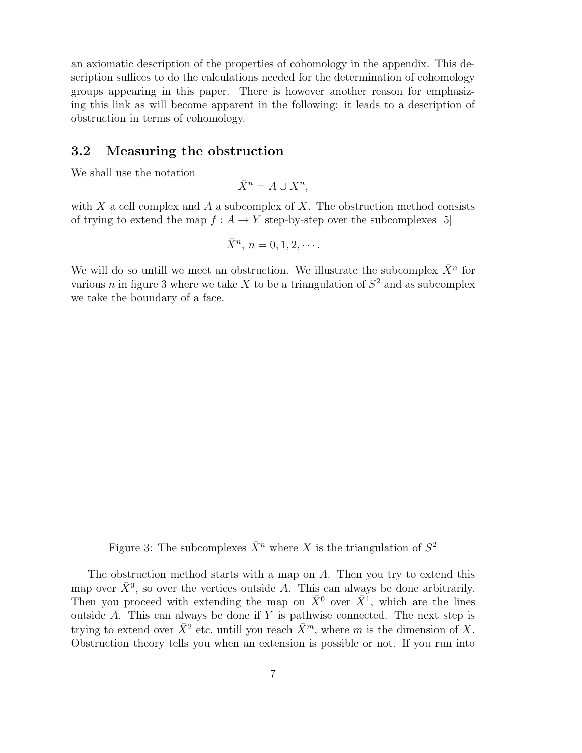an axiomatic description of the properties of cohomology in the appendix. This description suffices to do the calculations needed for the determination of cohomology groups appearing in this paper. There is however another reason for emphasizing this link as will become apparent in the following: it leads to a description of obstruction in terms of cohomology.

## 3.2 Measuring the obstruction

We shall use the notation

$$\bar{X}^n = A \cup X^n,$$

with $X$ a cell complex and $A$ a subcomplex of $X$. The obstruction method consists of trying to extend the map $f : A \to Y$ step-by-step over the subcomplexes [5]

$$\bar{X}^n,\ n = 0, 1, 2, \cdots.$$

We will do so untill we meet an obstruction. We illustrate the subcomplex $\bar{X}^n$ for various $n$ in figure 3 where we take $X$ to be a triangulation of $S^2$ and as subcomplex we take the boundary of a face.

Figure 3: The subcomplexes $\bar{X}^n$ where $X$ is the triangulation of $S^2$

The obstruction method starts with a map on $A$. Then you try to extend this map over $\bar{X}^0$, so over the vertices outside $A$. This can always be done arbitrarily. Then you proceed with extending the map on $\bar{X}^0$ over $\bar{X}^1$, which are the lines outside $A$. This can always be done if $Y$ is pathwise connected. The next step is trying to extend over $\bar{X}^2$ etc. untill you reach $\bar{X}^m$, where $m$ is the dimension of $X$. Obstruction theory tells you when an extension is possible or not. If you run into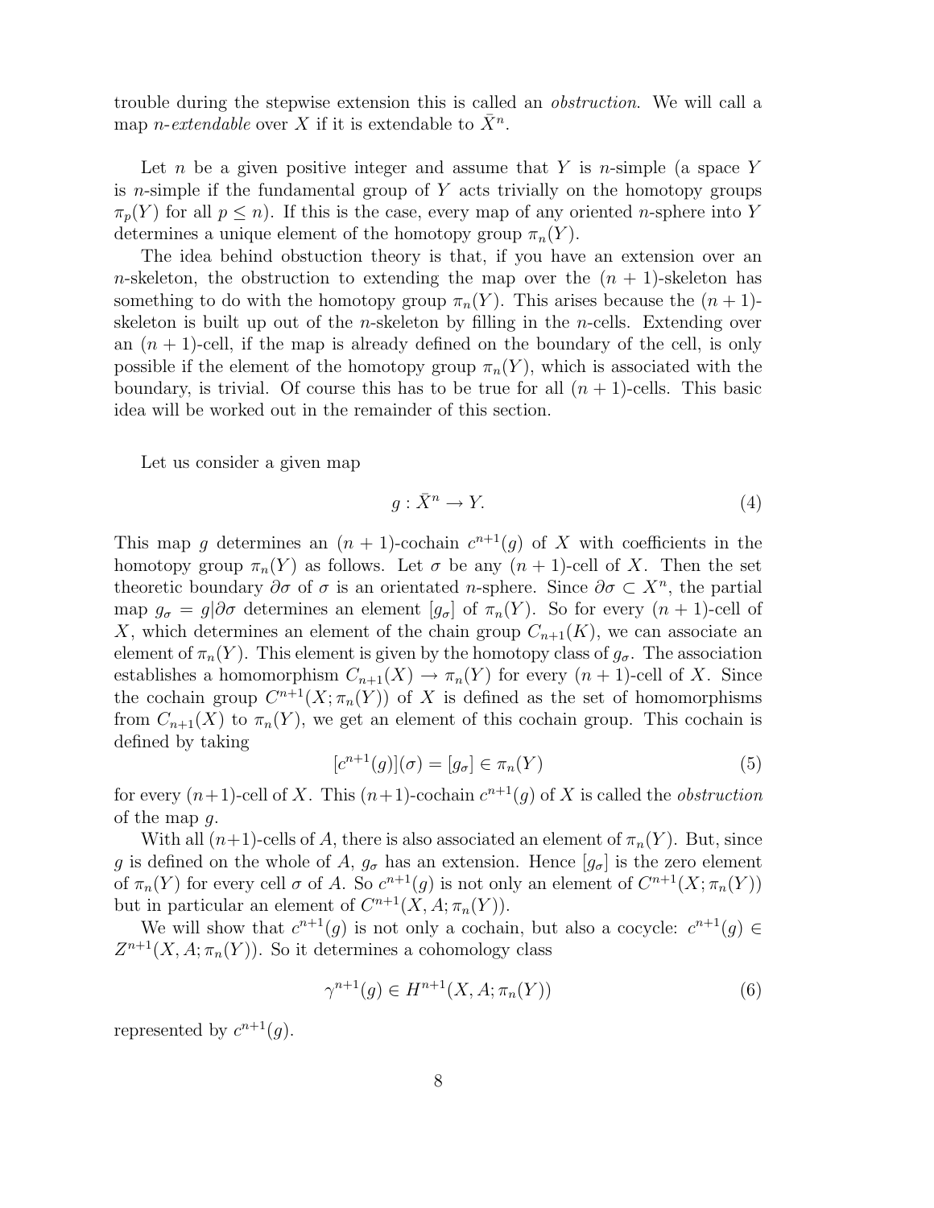trouble during the stepwise extension this is called an *obstruction*. We will call a map *n-extendable* over $X$ if it is extendable to $\bar{X}^n$.

Let $n$ be a given positive integer and assume that $Y$ is $n$-simple (a space $Y$ is $n$-simple if the fundamental group of $Y$ acts trivially on the homotopy groups $\pi_p(Y)$ for all $p \leq n$). If this is the case, every map of any oriented $n$-sphere into $Y$ determines a unique element of the homotopy group $\pi_n(Y)$.

The idea behind obstuction theory is that, if you have an extension over an $n$-skeleton, the obstruction to extending the map over the $(n+1)$-skeleton has something to do with the homotopy group $\pi_n(Y)$. This arises because the $(n+1)$-skeleton is built up out of the $n$-skeleton by filling in the $n$-cells. Extending over an $(n+1)$-cell, if the map is already defined on the boundary of the cell, is only possible if the element of the homotopy group $\pi_n(Y)$, which is associated with the boundary, is trivial. Of course this has to be true for all $(n+1)$-cells. This basic idea will be worked out in the remainder of this section.

Let us consider a given map

$$g : \bar{X}^n \to Y. \tag{4}$$

This map $g$ determines an $(n+1)$-cochain $c^{n+1}(g)$ of $X$ with coefficients in the homotopy group $\pi_n(Y)$ as follows. Let $\sigma$ be any $(n+1)$-cell of $X$. Then the set theoretic boundary $\partial\sigma$ of $\sigma$ is an orientated $n$-sphere. Since $\partial\sigma \subset X^n$, the partial map $g_\sigma = g|\partial\sigma$ determines an element $[g_\sigma]$ of $\pi_n(Y)$. So for every $(n+1)$-cell of $X$, which determines an element of the chain group $C_{n+1}(K)$, we can associate an element of $\pi_n(Y)$. This element is given by the homotopy class of $g_\sigma$. The association establishes a homomorphism $C_{n+1}(X) \to \pi_n(Y)$ for every $(n+1)$-cell of $X$. Since the cochain group $C^{n+1}(X; \pi_n(Y))$ of $X$ is defined as the set of homomorphisms from $C_{n+1}(X)$ to $\pi_n(Y)$, we get an element of this cochain group. This cochain is defined by taking

$$[c^{n+1}(g)](\sigma) = [g_\sigma] \in \pi_n(Y) \tag{5}$$

for every $(n+1)$-cell of $X$. This $(n+1)$-cochain $c^{n+1}(g)$ of $X$ is called the *obstruction* of the map $g$.

With all $(n+1)$-cells of $A$, there is also associated an element of $\pi_n(Y)$. But, since $g$ is defined on the whole of $A$, $g_\sigma$ has an extension. Hence $[g_\sigma]$ is the zero element of $\pi_n(Y)$ for every cell $\sigma$ of $A$. So $c^{n+1}(g)$ is not only an element of $C^{n+1}(X; \pi_n(Y))$ but in particular an element of $C^{n+1}(X, A; \pi_n(Y))$.

We will show that $c^{n+1}(g)$ is not only a cochain, but also a cocycle: $c^{n+1}(g) \in Z^{n+1}(X, A; \pi_n(Y))$. So it determines a cohomology class

$$\gamma^{n+1}(g) \in H^{n+1}(X, A; \pi_n(Y)) \tag{6}$$

represented by $c^{n+1}(g)$.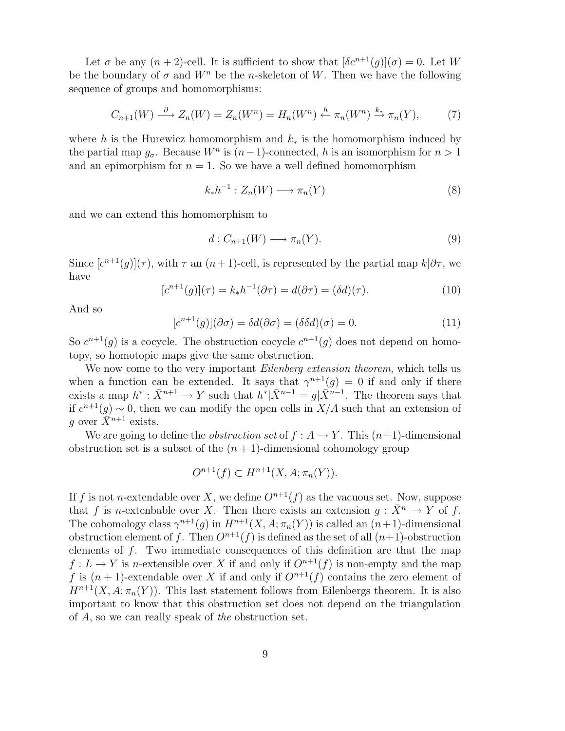Let $\sigma$ be any $(n+2)$-cell. It is sufficient to show that $[\delta c^{n+1}(g)](\sigma) = 0$. Let $W$ be the boundary of $\sigma$ and $W^n$ be the $n$-skeleton of $W$. Then we have the following sequence of groups and homomorphisms:

$$C_{n+1}(W) \xrightarrow{\partial} Z_n(W) = Z_n(W^n) = H_n(W^n) \xleftarrow{h} \pi_n(W^n) \xrightarrow{k_*} \pi_n(Y), \tag{7}$$

where $h$ is the Hurewicz homomorphism and $k_*$ is the homomorphism induced by the partial map $g_\sigma$. Because $W^n$ is $(n-1)$-connected, $h$ is an isomorphism for $n > 1$ and an epimorphism for $n = 1$. So we have a well defined homomorphism

$$k_* h^{-1} : Z_n(W) \longrightarrow \pi_n(Y) \tag{8}$$

and we can extend this homomorphism to

$$d : C_{n+1}(W) \longrightarrow \pi_n(Y). \tag{9}$$

Since $[c^{n+1}(g)](\tau)$, with $\tau$ an $(n+1)$-cell, is represented by the partial map $k|\partial\tau$, we have

$$[c^{n+1}(g)](\tau) = k_* h^{-1}(\partial\tau) = d(\partial\tau) = (\delta d)(\tau). \tag{10}$$

And so

$$[c^{n+1}(g)](\partial\sigma) = \delta d(\partial\sigma) = (\delta\delta d)(\sigma) = 0. \tag{11}$$

So $c^{n+1}(g)$ is a cocycle. The obstruction cocycle $c^{n+1}(g)$ does not depend on homotopy, so homotopic maps give the same obstruction.

We now come to the very important *Eilenberg extension theorem*, which tells us when a function can be extended. It says that $\gamma^{n+1}(g) = 0$ if and only if there exists a map $h^* : \bar{X}^{n+1} \to Y$ such that $h^*|\bar{X}^{n-1} = g|\bar{X}^{n-1}$. The theorem says that if $c^{n+1}(g) \sim 0$, then we can modify the open cells in $X/A$ such that an extension of $g$ over $\bar{X}^{n+1}$ exists.

We are going to define the *obstruction set* of $f : A \to Y$. This $(n+1)$-dimensional obstruction set is a subset of the $(n+1)$-dimensional cohomology group

$$O^{n+1}(f) \subset H^{n+1}(X, A; \pi_n(Y)).$$

If $f$ is not $n$-extendable over $X$, we define $O^{n+1}(f)$ as the vacuous set. Now, suppose that $f$ is $n$-extenbable over $X$. Then there exists an extension $g : \bar{X}^n \to Y$ of $f$. The cohomology class $\gamma^{n+1}(g)$ in $H^{n+1}(X, A; \pi_n(Y))$ is called an $(n+1)$-dimensional obstruction element of $f$. Then $O^{n+1}(f)$ is defined as the set of all $(n+1)$-obstruction elements of $f$. Two immediate consequences of this definition are that the map $f : L \to Y$ is $n$-extensible over $X$ if and only if $O^{n+1}(f)$ is non-empty and the map $f$ is $(n+1)$-extendable over $X$ if and only if $O^{n+1}(f)$ contains the zero element of $H^{n+1}(X, A; \pi_n(Y))$. This last statement follows from Eilenbergs theorem. It is also important to know that this obstruction set does not depend on the triangulation of $A$, so we can really speak of *the* obstruction set.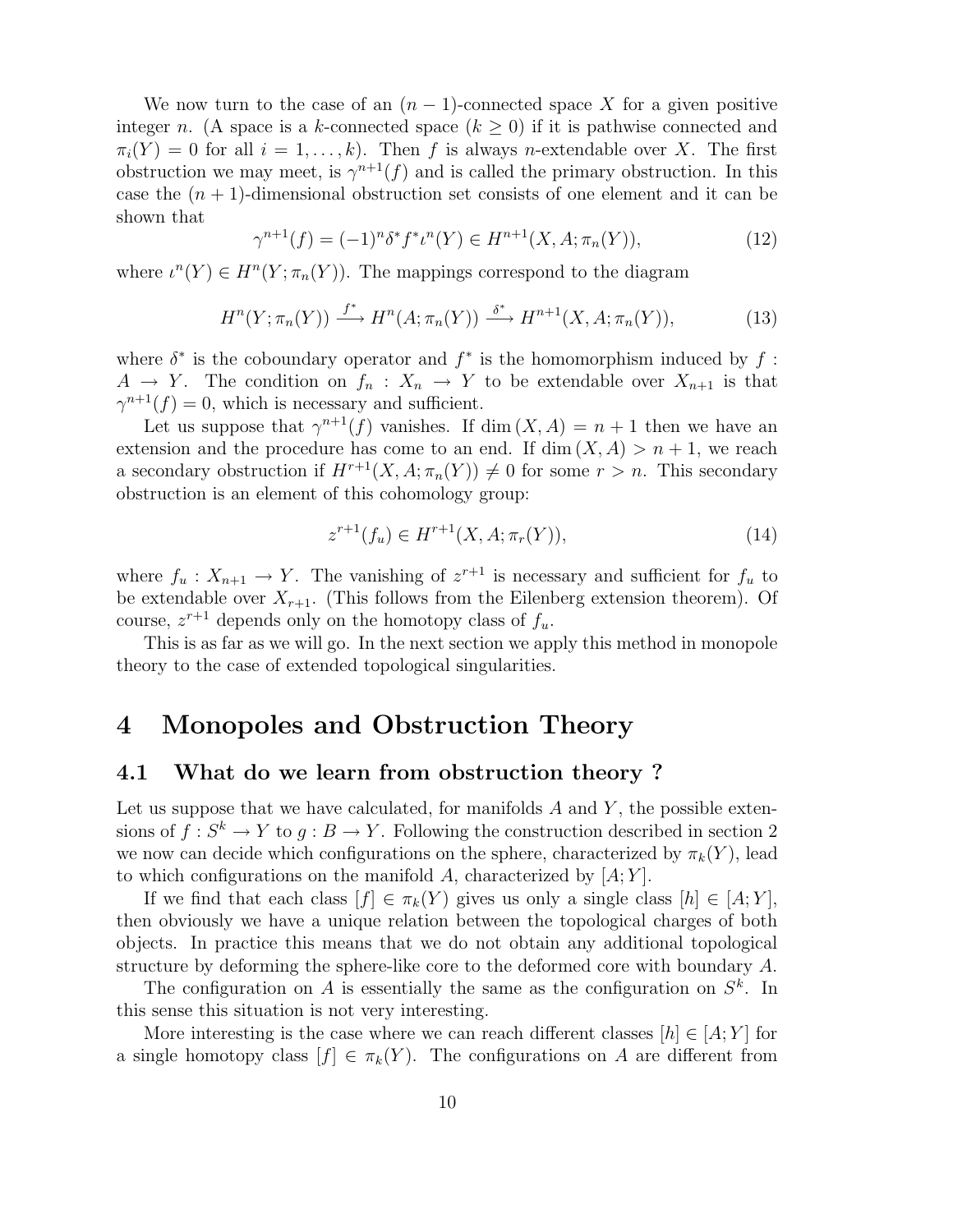We now turn to the case of an $(n-1)$-connected space $X$ for a given positive integer $n$. (A space is a $k$-connected space ($k \geq 0$) if it is pathwise connected and $\pi_i(Y) = 0$ for all $i = 1, \ldots, k$). Then $f$ is always $n$-extendable over $X$. The first obstruction we may meet, is $\gamma^{n+1}(f)$ and is called the primary obstruction. In this case the $(n+1)$-dimensional obstruction set consists of one element and it can be shown that

$$\gamma^{n+1}(f) = (-1)^n \delta^* f^* \iota^n(Y) \in H^{n+1}(X, A; \pi_n(Y)), \tag{12}$$

where $\iota^n(Y) \in H^n(Y; \pi_n(Y))$. The mappings correspond to the diagram

$$H^n(Y; \pi_n(Y)) \xrightarrow{f^*} H^n(A; \pi_n(Y)) \xrightarrow{\delta^*} H^{n+1}(X, A; \pi_n(Y)), \tag{13}$$

where $\delta^*$ is the coboundary operator and $f^*$ is the homomorphism induced by $f : A \to Y$. The condition on $f_n : X_n \to Y$ to be extendable over $X_{n+1}$ is that $\gamma^{n+1}(f) = 0$, which is necessary and sufficient.

Let us suppose that $\gamma^{n+1}(f)$ vanishes. If $\dim (X, A) = n+1$ then we have an extension and the procedure has come to an end. If $\dim (X, A) > n+1$, we reach a secondary obstruction if $H^{r+1}(X, A; \pi_n(Y)) \neq 0$ for some $r > n$. This secondary obstruction is an element of this cohomology group:

$$z^{r+1}(f_u) \in H^{r+1}(X, A; \pi_r(Y)), \tag{14}$$

where $f_u : X_{n+1} \to Y$. The vanishing of $z^{r+1}$ is necessary and sufficient for $f_u$ to be extendable over $X_{r+1}$. (This follows from the Eilenberg extension theorem). Of course, $z^{r+1}$ depends only on the homotopy class of $f_u$.

This is as far as we will go. In the next section we apply this method in monopole theory to the case of extended topological singularities.

# 4 Monopoles and Obstruction Theory

## 4.1 What do we learn from obstruction theory ?

Let us suppose that we have calculated, for manifolds $A$ and $Y$, the possible extensions of $f : S^k \to Y$ to $g : B \to Y$. Following the construction described in section 2 we now can decide which configurations on the sphere, characterized by $\pi_k(Y)$, lead to which configurations on the manifold $A$, characterized by $[A; Y]$.

If we find that each class $[f] \in \pi_k(Y)$ gives us only a single class $[h] \in [A; Y]$, then obviously we have a unique relation between the topological charges of both objects. In practice this means that we do not obtain any additional topological structure by deforming the sphere-like core to the deformed core with boundary $A$.

The configuration on $A$ is essentially the same as the configuration on $S^k$. In this sense this situation is not very interesting.

More interesting is the case where we can reach different classes $[h] \in [A; Y]$ for a single homotopy class $[f] \in \pi_k(Y)$. The configurations on $A$ are different from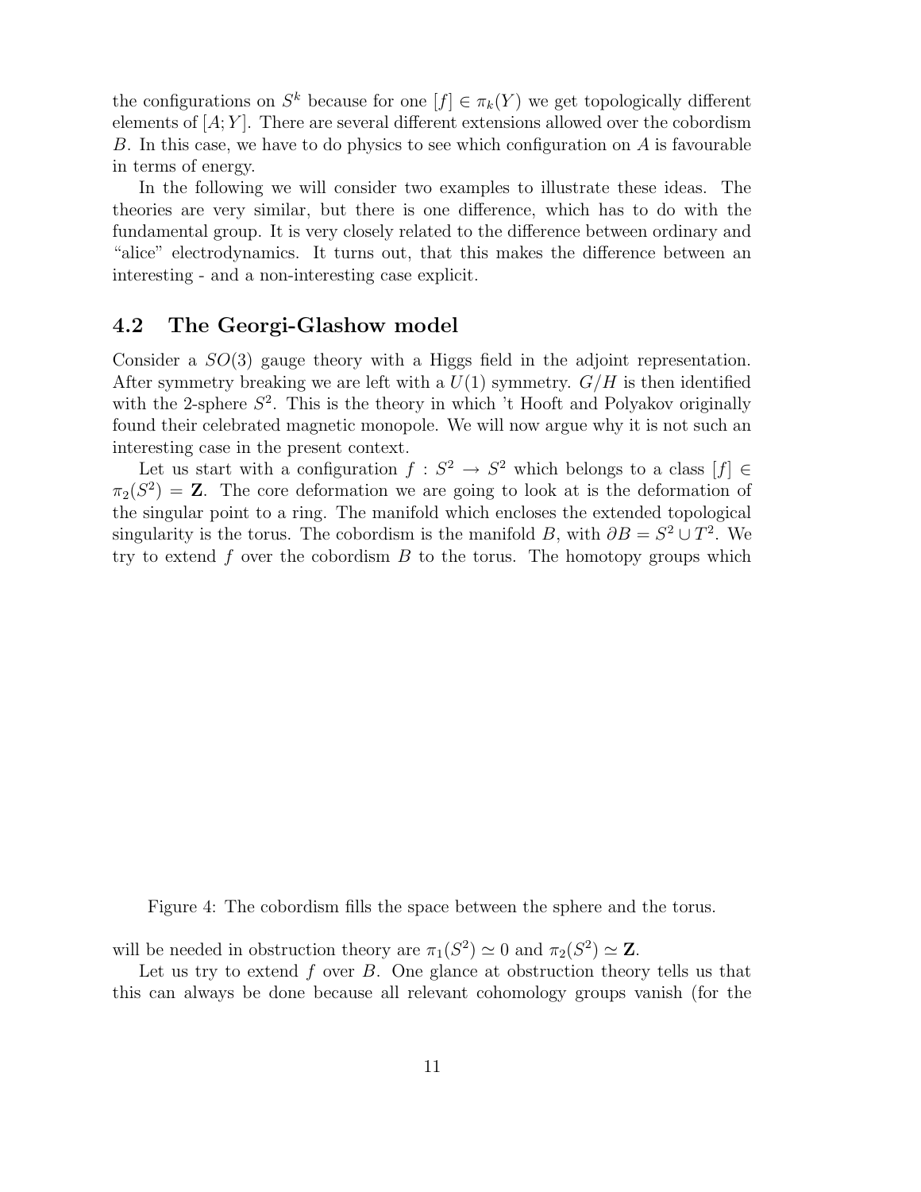the configurations on $S^k$ because for one $[f] \in \pi_k(Y)$ we get topologically different elements of $[A; Y]$. There are several different extensions allowed over the cobordism $B$. In this case, we have to do physics to see which configuration on $A$ is favourable in terms of energy.

In the following we will consider two examples to illustrate these ideas. The theories are very similar, but there is one difference, which has to do with the fundamental group. It is very closely related to the difference between ordinary and "alice" electrodynamics. It turns out, that this makes the difference between an interesting - and a non-interesting case explicit.

## 4.2 The Georgi-Glashow model

Consider a $SO(3)$ gauge theory with a Higgs field in the adjoint representation. After symmetry breaking we are left with a $U(1)$ symmetry. $G/H$ is then identified with the 2-sphere $S^2$. This is the theory in which 't Hooft and Polyakov originally found their celebrated magnetic monopole. We will now argue why it is not such an interesting case in the present context.

Let us start with a configuration $f : S^2 \rightarrow S^2$ which belongs to a class $[f] \in \pi_2(S^2) = \mathbf{Z}$. The core deformation we are going to look at is the deformation of the singular point to a ring. The manifold which encloses the extended topological singularity is the torus. The cobordism is the manifold $B$, with $\partial B = S^2 \cup T^2$. We try to extend $f$ over the cobordism $B$ to the torus. The homotopy groups which

Figure 4: The cobordism fills the space between the sphere and the torus.

will be needed in obstruction theory are $\pi_1(S^2) \simeq 0$ and $\pi_2(S^2) \simeq \mathbf{Z}$.

Let us try to extend $f$ over $B$. One glance at obstruction theory tells us that this can always be done because all relevant cohomology groups vanish (for the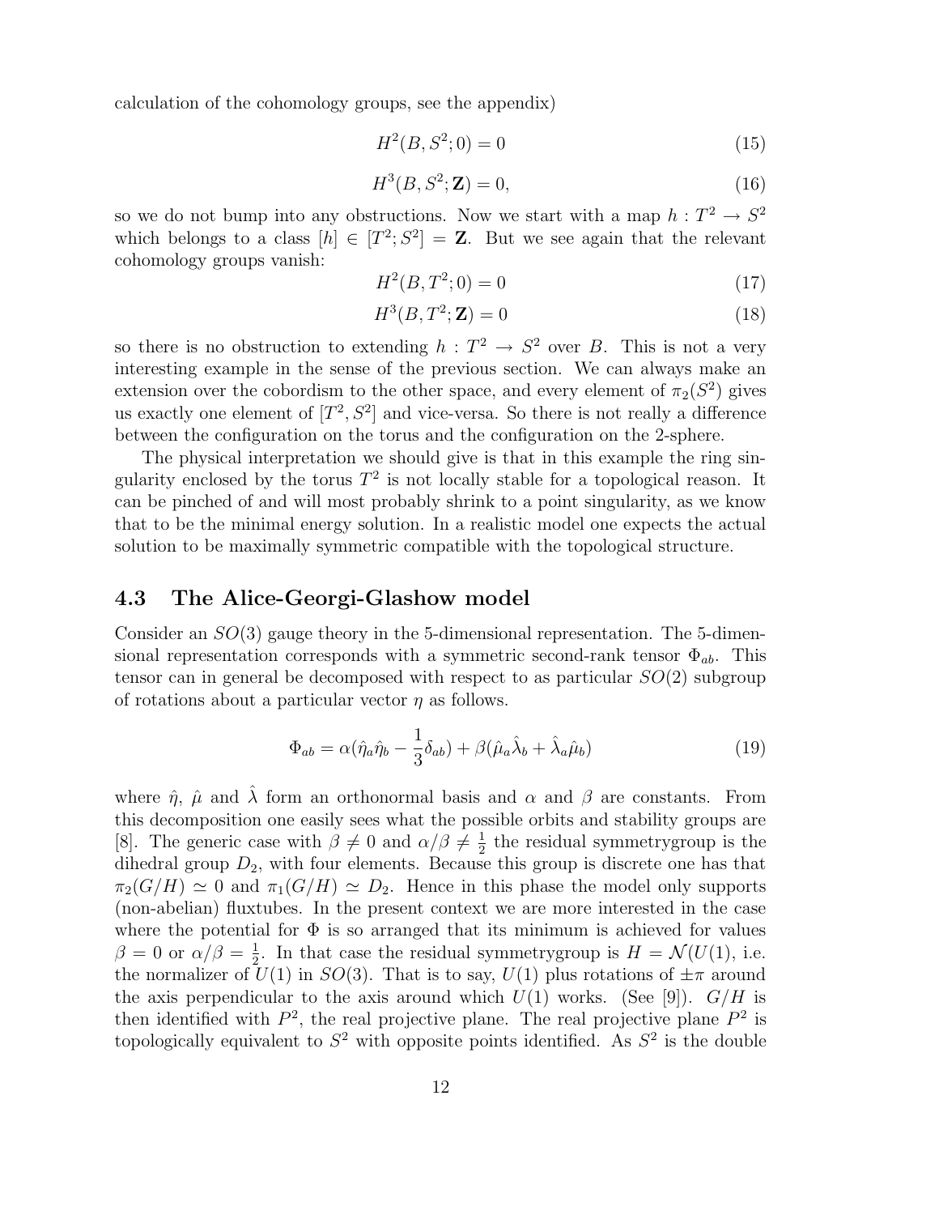calculation of the cohomology groups, see the appendix)

$$H^2(B, S^2; 0) = 0 \tag{15}$$

$$H^3(B, S^2; \mathbf{Z}) = 0, \tag{16}$$

so we do not bump into any obstructions. Now we start with a map $h : T^2 \to S^2$ which belongs to a class $[h] \in [T^2; S^2] = \mathbf{Z}$. But we see again that the relevant cohomology groups vanish:

$$H^2(B, T^2; 0) = 0 \tag{17}$$

$$H^3(B, T^2; \mathbf{Z}) = 0 \tag{18}$$

so there is no obstruction to extending $h : T^2 \to S^2$ over $B$. This is not a very interesting example in the sense of the previous section. We can always make an extension over the cobordism to the other space, and every element of $\pi_2(S^2)$ gives us exactly one element of $[T^2, S^2]$ and vice-versa. So there is not really a difference between the configuration on the torus and the configuration on the 2-sphere.

The physical interpretation we should give is that in this example the ring singularity enclosed by the torus $T^2$ is not locally stable for a topological reason. It can be pinched of and will most probably shrink to a point singularity, as we know that to be the minimal energy solution. In a realistic model one expects the actual solution to be maximally symmetric compatible with the topological structure.

### 4.3 The Alice-Georgi-Glashow model

Consider an $SO(3)$ gauge theory in the 5-dimensional representation. The 5-dimensional representation corresponds with a symmetric second-rank tensor $\Phi_{ab}$. This tensor can in general be decomposed with respect to as particular $SO(2)$ subgroup of rotations about a particular vector $\eta$ as follows.

$$\Phi_{ab} = \alpha(\hat{\eta}_a\hat{\eta}_b - \frac{1}{3}\delta_{ab}) + \beta(\hat{\mu}_a\hat{\lambda}_b + \hat{\lambda}_a\hat{\mu}_b) \tag{19}$$

where $\hat{\eta}$, $\hat{\mu}$ and $\hat{\lambda}$ form an orthonormal basis and $\alpha$ and $\beta$ are constants. From this decomposition one easily sees what the possible orbits and stability groups are [8]. The generic case with $\beta \neq 0$ and $\alpha/\beta \neq \frac{1}{2}$ the residual symmetrygroup is the dihedral group $D_2$, with four elements. Because this group is discrete one has that $\pi_2(G/H) \simeq 0$ and $\pi_1(G/H) \simeq D_2$. Hence in this phase the model only supports (non-abelian) fluxtubes. In the present context we are more interested in the case where the potential for $\Phi$ is so arranged that its minimum is achieved for values $\beta = 0$ or $\alpha/\beta = \frac{1}{2}$. In that case the residual symmetrygroup is $H = \mathcal{N}(U(1)$, i.e. the normalizer of $U(1)$ in $SO(3)$. That is to say, $U(1)$ plus rotations of $\pm\pi$ around the axis perpendicular to the axis around which $U(1)$ works. (See [9]). $G/H$ is then identified with $P^2$, the real projective plane. The real projective plane $P^2$ is topologically equivalent to $S^2$ with opposite points identified. As $S^2$ is the double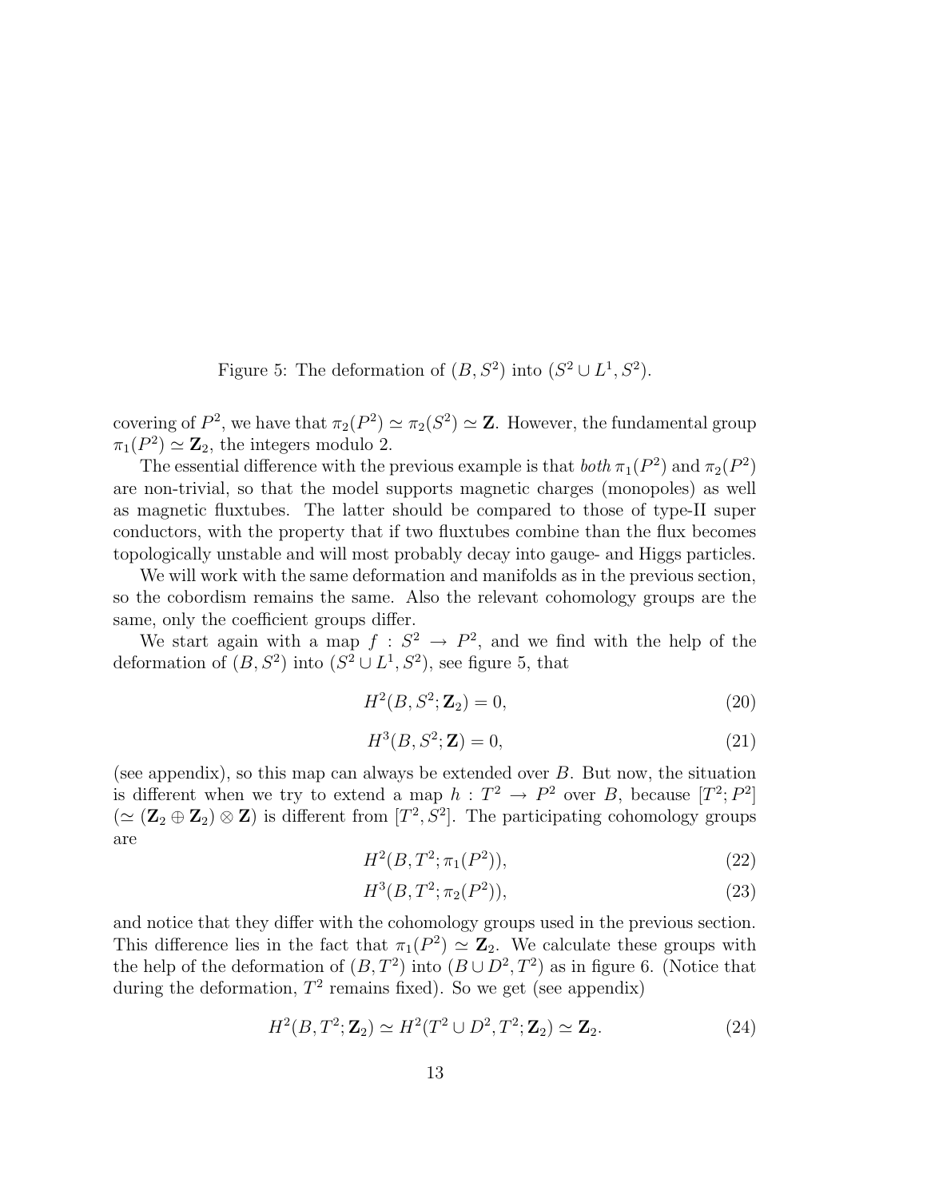Figure 5: The deformation of $(B, S^2)$ into $(S^2 \cup L^1, S^2)$.

covering of $P^2$, we have that $\pi_2(P^2) \simeq \pi_2(S^2) \simeq \mathbf{Z}$. However, the fundamental group $\pi_1(P^2) \simeq \mathbf{Z}_2$, the integers modulo 2.

The essential difference with the previous example is that *both* $\pi_1(P^2)$ and $\pi_2(P^2)$ are non-trivial, so that the model supports magnetic charges (monopoles) as well as magnetic fluxtubes. The latter should be compared to those of type-II super conductors, with the property that if two fluxtubes combine than the flux becomes topologically unstable and will most probably decay into gauge- and Higgs particles.

We will work with the same deformation and manifolds as in the previous section, so the cobordism remains the same. Also the relevant cohomology groups are the same, only the coefficient groups differ.

We start again with a map $f : S^2 \to P^2$, and we find with the help of the deformation of $(B, S^2)$ into $(S^2 \cup L^1, S^2)$, see figure 5, that

$$H^2(B, S^2; \mathbf{Z}_2) = 0, \tag{20}$$

$$H^3(B, S^2; \mathbf{Z}) = 0, \tag{21}$$

(see appendix), so this map can always be extended over $B$. But now, the situation is different when we try to extend a map $h : T^2 \to P^2$ over $B$, because $[T^2; P^2]$ ($\simeq (\mathbf{Z}_2 \oplus \mathbf{Z}_2) \otimes \mathbf{Z}$) is different from $[T^2, S^2]$. The participating cohomology groups are

$$H^2(B, T^2; \pi_1(P^2)), \tag{22}$$

$$H^3(B, T^2; \pi_2(P^2)), \tag{23}$$

and notice that they differ with the cohomology groups used in the previous section. This difference lies in the fact that $\pi_1(P^2) \simeq \mathbf{Z}_2$. We calculate these groups with the help of the deformation of $(B, T^2)$ into $(B \cup D^2, T^2)$ as in figure 6. (Notice that during the deformation, $T^2$ remains fixed). So we get (see appendix)

$$H^2(B, T^2; \mathbf{Z}_2) \simeq H^2(T^2 \cup D^2, T^2; \mathbf{Z}_2) \simeq \mathbf{Z}_2. \tag{24}$$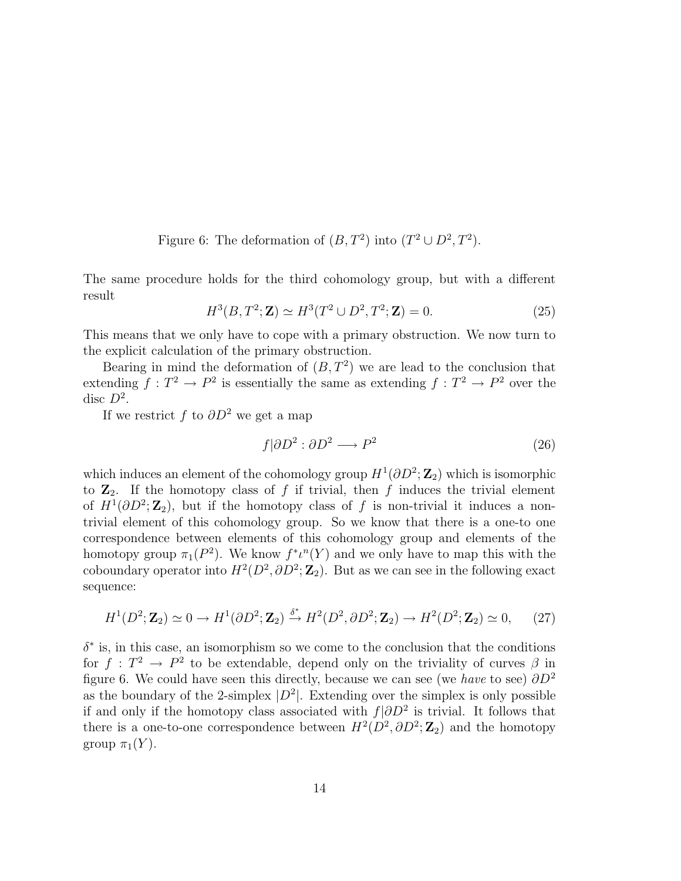Figure 6: The deformation of $(B, T^2)$ into $(T^2 \cup D^2, T^2)$.

The same procedure holds for the third cohomology group, but with a different result

$$H^3(B, T^2; \mathbf{Z}) \simeq H^3(T^2 \cup D^2, T^2; \mathbf{Z}) = 0. \tag{25}$$

This means that we only have to cope with a primary obstruction. We now turn to the explicit calculation of the primary obstruction.

Bearing in mind the deformation of $(B, T^2)$ we are lead to the conclusion that extending $f : T^2 \to P^2$ is essentially the same as extending $f : T^2 \to P^2$ over the disc $D^2$.

If we restrict $f$ to $\partial D^2$ we get a map

$$f|\partial D^2 : \partial D^2 \longrightarrow P^2 \tag{26}$$

which induces an element of the cohomology group $H^1(\partial D^2; \mathbf{Z}_2)$ which is isomorphic to $\mathbf{Z}_2$. If the homotopy class of $f$ if trivial, then $f$ induces the trivial element of $H^1(\partial D^2; \mathbf{Z}_2)$, but if the homotopy class of $f$ is non-trivial it induces a non-trivial element of this cohomology group. So we know that there is a one-to one correspondence between elements of this cohomology group and elements of the homotopy group $\pi_1(P^2)$. We know $f^* \iota^n(Y)$ and we only have to map this with the coboundary operator into $H^2(D^2, \partial D^2; \mathbf{Z}_2)$. But as we can see in the following exact sequence:

$$H^1(D^2; \mathbf{Z}_2) \simeq 0 \to H^1(\partial D^2; \mathbf{Z}_2) \xrightarrow{\delta^*} H^2(D^2, \partial D^2; \mathbf{Z}_2) \to H^2(D^2; \mathbf{Z}_2) \simeq 0, \tag{27}$$

$\delta^*$ is, in this case, an isomorphism so we come to the conclusion that the conditions for $f : T^2 \to P^2$ to be extendable, depend only on the triviality of curves $\beta$ in figure 6. We could have seen this directly, because we can see (we *have* to see) $\partial D^2$ as the boundary of the 2-simplex $|D^2|$. Extending over the simplex is only possible if and only if the homotopy class associated with $f|\partial D^2$ is trivial. It follows that there is a one-to-one correspondence between $H^2(D^2, \partial D^2; \mathbf{Z}_2)$ and the homotopy group $\pi_1(Y)$.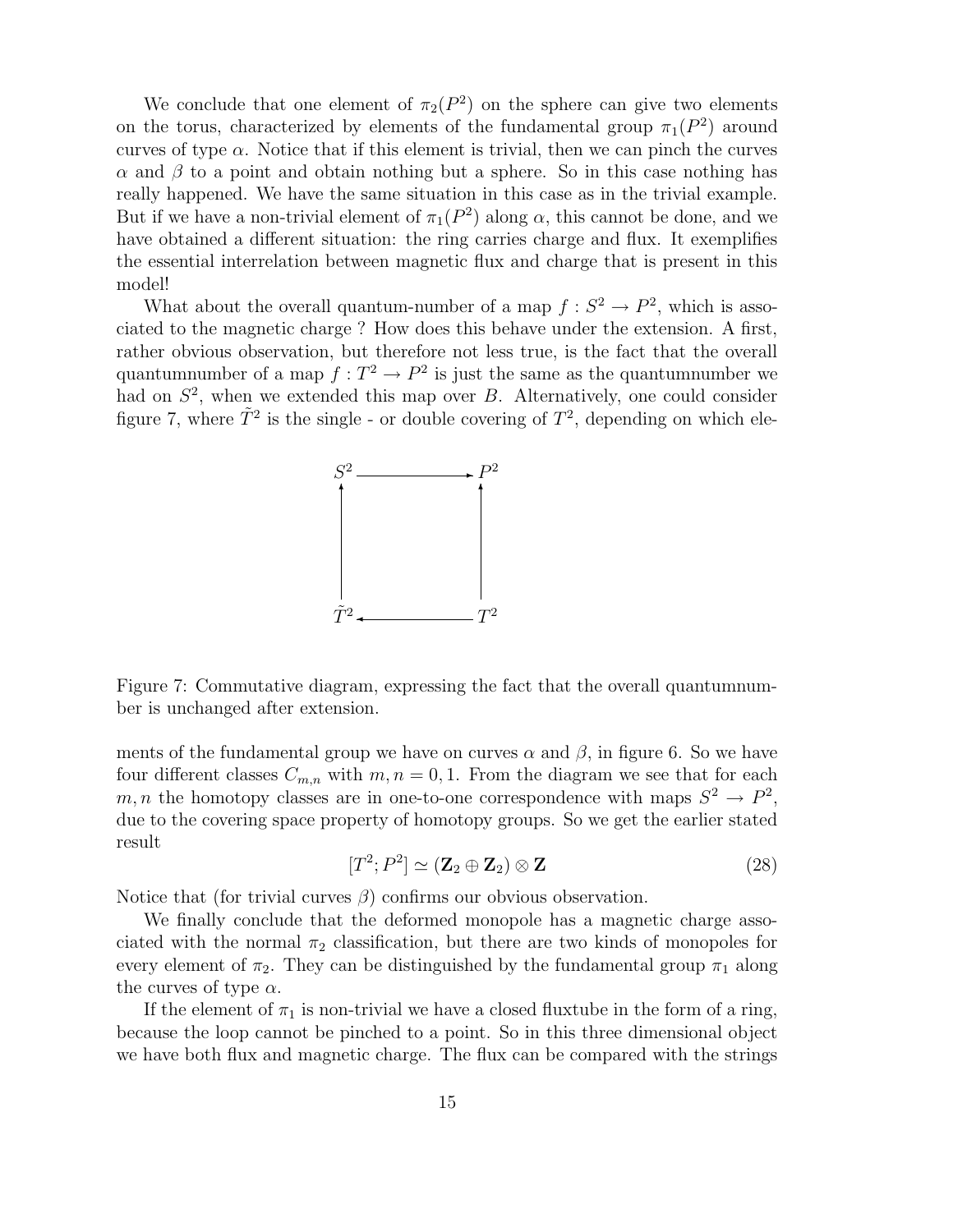We conclude that one element of $\pi_2(P^2)$ on the sphere can give two elements on the torus, characterized by elements of the fundamental group $\pi_1(P^2)$ around curves of type $\alpha$. Notice that if this element is trivial, then we can pinch the curves $\alpha$ and $\beta$ to a point and obtain nothing but a sphere. So in this case nothing has really happened. We have the same situation in this case as in the trivial example. But if we have a non-trivial element of $\pi_1(P^2)$ along $\alpha$, this cannot be done, and we have obtained a different situation: the ring carries charge and flux. It exemplifies the essential interrelation between magnetic flux and charge that is present in this model!

What about the overall quantum-number of a map $f : S^2 \to P^2$, which is associated to the magnetic charge ? How does this behave under the extension. A first, rather obvious observation, but therefore not less true, is the fact that the overall quantumnumber of a map $f : T^2 \to P^2$ is just the same as the quantumnumber we had on $S^2$, when we extended this map over $B$. Alternatively, one could consider figure 7, where $\tilde{T}^2$ is the single - or double covering of $T^2$, depending on which elements of the fundamental group we have on curves $\alpha$ and $\beta$, in figure 6. So we have four different classes $C_{m,n}$ with $m, n = 0, 1$. From the diagram we see that for each $m, n$ the homotopy classes are in one-to-one correspondence with maps $S^2 \to P^2$, due to the covering space property of homotopy groups. So we get the earlier stated result

$$[T^2; P^2] \simeq (\mathbf{Z}_2 \oplus \mathbf{Z}_2) \otimes \mathbf{Z} \tag{28}$$

$$\begin{array}{ccc} S^2 & \longrightarrow & P^2 \\ \uparrow & & \uparrow \\ \tilde{T}^2 & \longleftarrow & T^2 \end{array}$$

Figure 7: Commutative diagram, expressing the fact that the overall quantumnumber is unchanged after extension.

Notice that (for trivial curves $\beta$) confirms our obvious observation.

We finally conclude that the deformed monopole has a magnetic charge associated with the normal $\pi_2$ classification, but there are two kinds of monopoles for every element of $\pi_2$. They can be distinguished by the fundamental group $\pi_1$ along the curves of type $\alpha$.

If the element of $\pi_1$ is non-trivial we have a closed fluxtube in the form of a ring, because the loop cannot be pinched to a point. So in this three dimensional object we have both flux and magnetic charge. The flux can be compared with the strings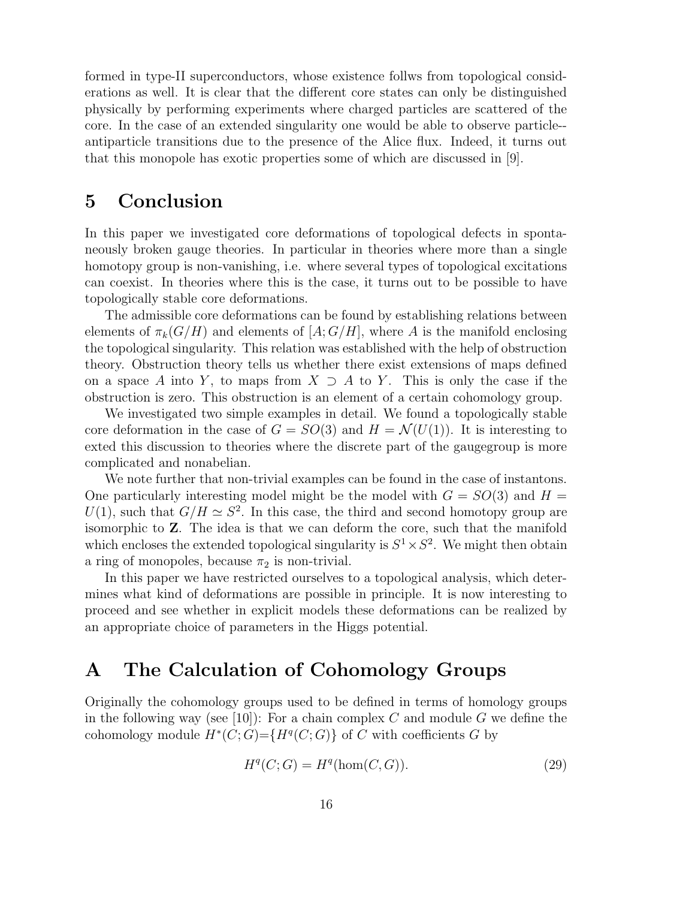formed in type-II superconductors, whose existence follws from topological considerations as well. It is clear that the different core states can only be distinguished physically by performing experiments where charged particles are scattered of the core. In the case of an extended singularity one would be able to observe particle--antiparticle transitions due to the presence of the Alice flux. Indeed, it turns out that this monopole has exotic properties some of which are discussed in [9].

# 5 Conclusion

In this paper we investigated core deformations of topological defects in spontaneously broken gauge theories. In particular in theories where more than a single homotopy group is non-vanishing, i.e. where several types of topological excitations can coexist. In theories where this is the case, it turns out to be possible to have topologically stable core deformations.

The admissible core deformations can be found by establishing relations between elements of $\pi_k(G/H)$ and elements of $[A; G/H]$, where $A$ is the manifold enclosing the topological singularity. This relation was established with the help of obstruction theory. Obstruction theory tells us whether there exist extensions of maps defined on a space $A$ into $Y$, to maps from $X \supset A$ to $Y$. This is only the case if the obstruction is zero. This obstruction is an element of a certain cohomology group.

We investigated two simple examples in detail. We found a topologically stable core deformation in the case of $G = SO(3)$ and $H = \mathcal{N}(U(1))$. It is interesting to exted this discussion to theories where the discrete part of the gaugegroup is more complicated and nonabelian.

We note further that non-trivial examples can be found in the case of instantons. One particularly interesting model might be the model with $G = SO(3)$ and $H = U(1)$, such that $G/H \simeq S^2$. In this case, the third and second homotopy group are isomorphic to $\mathbf{Z}$. The idea is that we can deform the core, such that the manifold which encloses the extended topological singularity is $S^1 \times S^2$. We might then obtain a ring of monopoles, because $\pi_2$ is non-trivial.

In this paper we have restricted ourselves to a topological analysis, which determines what kind of deformations are possible in principle. It is now interesting to proceed and see whether in explicit models these deformations can be realized by an appropriate choice of parameters in the Higgs potential.

# A The Calculation of Cohomology Groups

Originally the cohomology groups used to be defined in terms of homology groups in the following way (see [10]): For a chain complex $C$ and module $G$ we define the cohomology module $H^*(C; G)$=$\{H^q(C; G)\}$ of $C$ with coefficients $G$ by

$$H^q(C; G) = H^q(\text{hom}(C, G)). \tag{29}$$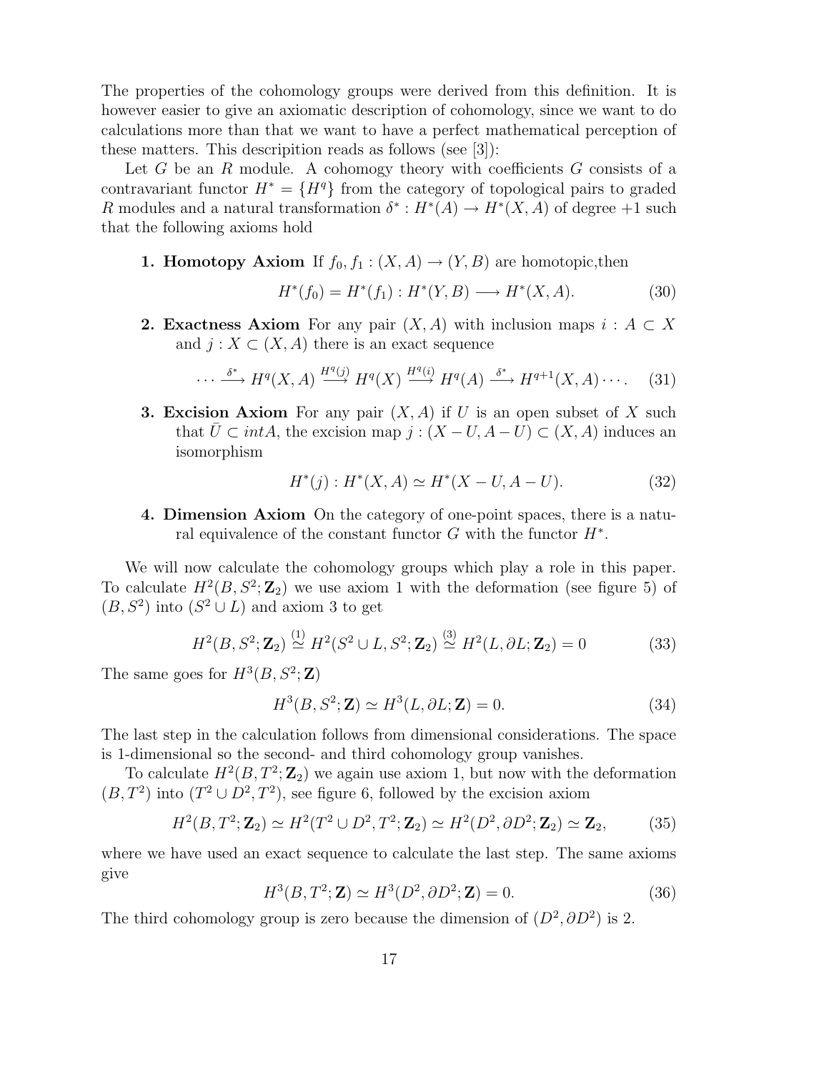The properties of the cohomology groups were derived from this definition. It is however easier to give an axiomatic description of cohomology, since we want to do calculations more than that we want to have a perfect mathematical perception of these matters. This descripition reads as follows (see [3]):

Let $G$ be an $R$ module. A cohomogy theory with coefficients $G$ consists of a contravariant functor $H^* = \{H^q\}$ from the category of topological pairs to graded $R$ modules and a natural transformation $\delta^* : H^*(A) \to H^*(X, A)$ of degree $+1$ such that the following axioms hold

1. **Homotopy Axiom** If $f_0, f_1 : (X, A) \to (Y, B)$ are homotopic,then
$$H^*(f_0) = H^*(f_1) : H^*(Y, B) \longrightarrow H^*(X, A). \tag{30}$$

2. **Exactness Axiom** For any pair $(X, A)$ with inclusion maps $i : A \subset X$ and $j : X \subset (X, A)$ there is an exact sequence
$$\cdots \xrightarrow{\delta^*} H^q(X, A) \xrightarrow{H^q(j)} H^q(X) \xrightarrow{H^q(i)} H^q(A) \xrightarrow{\delta^*} H^{q+1}(X, A) \cdots. \tag{31}$$

3. **Excision Axiom** For any pair $(X, A)$ if $U$ is an open subset of $X$ such that $\bar{U} \subset intA$, the excision map $j : (X - U, A - U) \subset (X, A)$ induces an isomorphism
$$H^*(j) : H^*(X, A) \simeq H^*(X - U, A - U). \tag{32}$$

4. **Dimension Axiom** On the category of one-point spaces, there is a natural equivalence of the constant functor $G$ with the functor $H^*$.

We will now calculate the cohomology groups which play a role in this paper. To calculate $H^2(B, S^2; \mathbf{Z}_2)$ we use axiom 1 with the deformation (see figure 5) of $(B, S^2)$ into $(S^2 \cup L)$ and axiom 3 to get

$$H^2(B, S^2; \mathbf{Z}_2) \overset{(1)}{\simeq} H^2(S^2 \cup L, S^2; \mathbf{Z}_2) \overset{(3)}{\simeq} H^2(L, \partial L; \mathbf{Z}_2) = 0 \tag{33}$$

The same goes for $H^3(B, S^2; \mathbf{Z})$

$$H^3(B, S^2; \mathbf{Z}) \simeq H^3(L, \partial L; \mathbf{Z}) = 0. \tag{34}$$

The last step in the calculation follows from dimensional considerations. The space is 1-dimensional so the second- and third cohomology group vanishes.

To calculate $H^2(B, T^2; \mathbf{Z}_2)$ we again use axiom 1, but now with the deformation $(B, T^2)$ into $(T^2 \cup D^2, T^2)$, see figure 6, followed by the excision axiom

$$H^2(B, T^2; \mathbf{Z}_2) \simeq H^2(T^2 \cup D^2, T^2; \mathbf{Z}_2) \simeq H^2(D^2, \partial D^2; \mathbf{Z}_2) \simeq \mathbf{Z}_2, \tag{35}$$

where we have used an exact sequence to calculate the last step. The same axioms give

$$H^3(B, T^2; \mathbf{Z}) \simeq H^3(D^2, \partial D^2; \mathbf{Z}) = 0. \tag{36}$$

The third cohomology group is zero because the dimension of $(D^2, \partial D^2)$ is 2.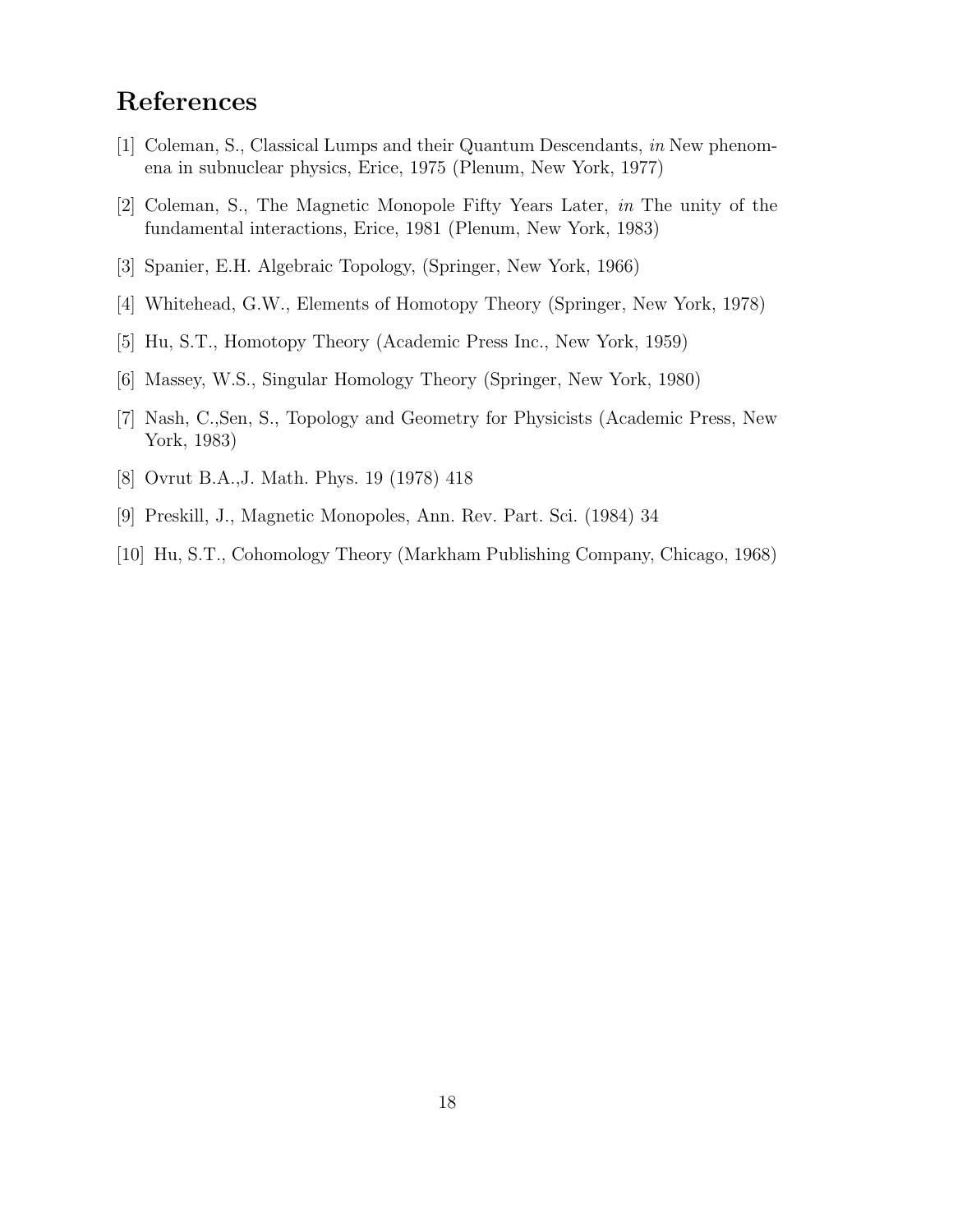## References

[1] Coleman, S., Classical Lumps and their Quantum Descendants, *in* New phenomena in subnuclear physics, Erice, 1975 (Plenum, New York, 1977)

[2] Coleman, S., The Magnetic Monopole Fifty Years Later, *in* The unity of the fundamental interactions, Erice, 1981 (Plenum, New York, 1983)

[3] Spanier, E.H. Algebraic Topology, (Springer, New York, 1966)

[4] Whitehead, G.W., Elements of Homotopy Theory (Springer, New York, 1978)

[5] Hu, S.T., Homotopy Theory (Academic Press Inc., New York, 1959)

[6] Massey, W.S., Singular Homology Theory (Springer, New York, 1980)

[7] Nash, C.,Sen, S., Topology and Geometry for Physicists (Academic Press, New York, 1983)

[8] Ovrut B.A.,J. Math. Phys. 19 (1978) 418

[9] Preskill, J., Magnetic Monopoles, Ann. Rev. Part. Sci. (1984) 34

[10] Hu, S.T., Cohomology Theory (Markham Publishing Company, Chicago, 1968)